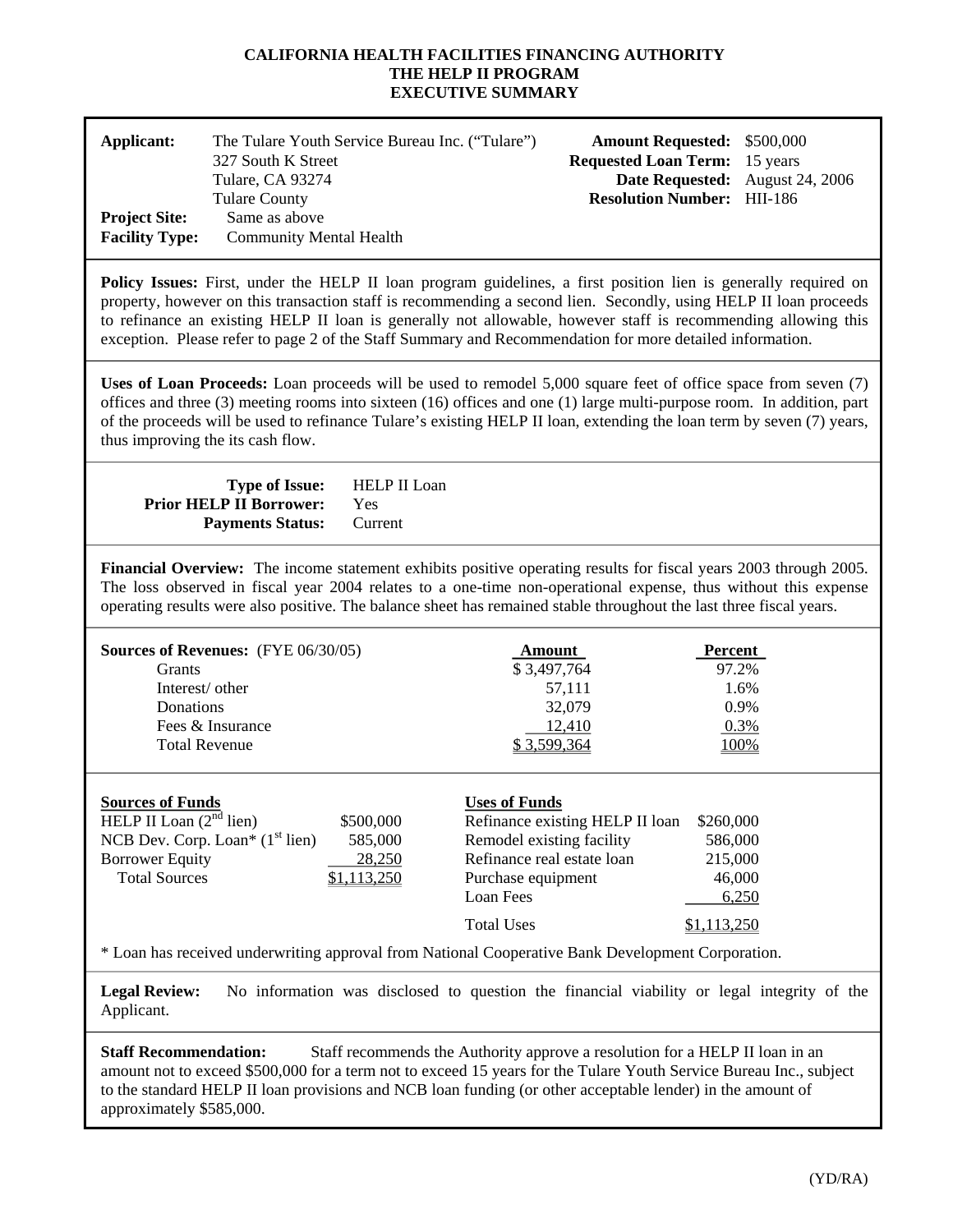# CALIFORNIA HEALTH FACILITIES FINANCING AUTHORITY
## THE HELP II PROGRAM
## EXECUTIVE SUMMARY

**Applicant:** The Tulare Youth Service Bureau Inc. ("Tulare")
327 South K Street
Tulare, CA 93274
Tulare County

**Project Site:** Same as above

**Facility Type:** Community Mental Health

**Amount Requested:** $500,000
**Requested Loan Term:** 15 years
**Date Requested:** August 24, 2006
**Resolution Number:** HII-186

**Policy Issues:** First, under the HELP II loan program guidelines, a first position lien is generally required on property, however on this transaction staff is recommending a second lien. Secondly, using HELP II loan proceeds to refinance an existing HELP II loan is generally not allowable, however staff is recommending allowing this exception. Please refer to page 2 of the Staff Summary and Recommendation for more detailed information.

**Uses of Loan Proceeds:** Loan proceeds will be used to remodel 5,000 square feet of office space from seven (7) offices and three (3) meeting rooms into sixteen (16) offices and one (1) large multi-purpose room. In addition, part of the proceeds will be used to refinance Tulare's existing HELP II loan, extending the loan term by seven (7) years, thus improving the its cash flow.

**Type of Issue:** HELP II Loan
**Prior HELP II Borrower:** Yes
**Payments Status:** Current

**Financial Overview:** The income statement exhibits positive operating results for fiscal years 2003 through 2005. The loss observed in fiscal year 2004 relates to a one-time non-operational expense, thus without this expense operating results were also positive. The balance sheet has remained stable throughout the last three fiscal years.

| **Sources of Revenues:** (FYE 06/30/05) | Amount | Percent |
|---|---|---|
| Grants | $ 3,497,764 | 97.2% |
| Interest/ other | 57,111 | 1.6% |
| Donations | 32,079 | 0.9% |
| Fees & Insurance | 12,410 | 0.3% |
| Total Revenue | $ 3,599,364 | 100% |

| Sources of Funds | | Uses of Funds | |
|---|---|---|---|
| HELP II Loan (2nd lien) | $500,000 | Refinance existing HELP II loan | $260,000 |
| NCB Dev. Corp. Loan* (1st lien) | 585,000 | Remodel existing facility | 586,000 |
| Borrower Equity | 28,250 | Refinance real estate loan | 215,000 |
| Total Sources | $1,113,250 | Purchase equipment | 46,000 |
| | | Loan Fees | 6,250 |
| | | Total Uses | $1,113,250 |

\* Loan has received underwriting approval from National Cooperative Bank Development Corporation.

**Legal Review:** No information was disclosed to question the financial viability or legal integrity of the Applicant.

**Staff Recommendation:** Staff recommends the Authority approve a resolution for a HELP II loan in an amount not to exceed $500,000 for a term not to exceed 15 years for the Tulare Youth Service Bureau Inc., subject to the standard HELP II loan provisions and NCB loan funding (or other acceptable lender) in the amount of approximately $585,000.

(YD/RA)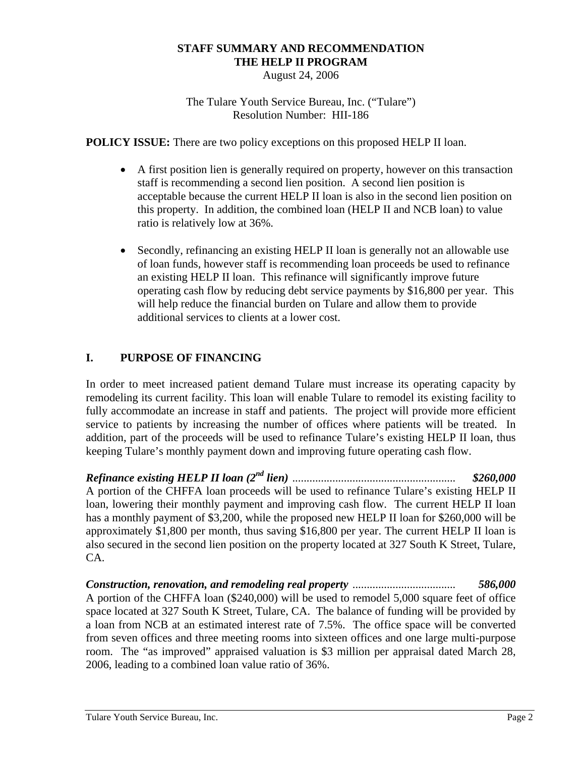**STAFF SUMMARY AND RECOMMENDATION**
**THE HELP II PROGRAM**
August 24, 2006

The Tulare Youth Service Bureau, Inc. ("Tulare")
Resolution Number: HII-186

**POLICY ISSUE:** There are two policy exceptions on this proposed HELP II loan.

- A first position lien is generally required on property, however on this transaction staff is recommending a second lien position. A second lien position is acceptable because the current HELP II loan is also in the second lien position on this property. In addition, the combined loan (HELP II and NCB loan) to value ratio is relatively low at 36%.

- Secondly, refinancing an existing HELP II loan is generally not an allowable use of loan funds, however staff is recommending loan proceeds be used to refinance an existing HELP II loan. This refinance will significantly improve future operating cash flow by reducing debt service payments by $16,800 per year. This will help reduce the financial burden on Tulare and allow them to provide additional services to clients at a lower cost.

## I. PURPOSE OF FINANCING

In order to meet increased patient demand Tulare must increase its operating capacity by remodeling its current facility. This loan will enable Tulare to remodel its existing facility to fully accommodate an increase in staff and patients. The project will provide more efficient service to patients by increasing the number of offices where patients will be treated. In addition, part of the proceeds will be used to refinance Tulare's existing HELP II loan, thus keeping Tulare's monthly payment down and improving future operating cash flow.

***Refinance existing HELP II loan (2nd lien)* ......................................................... *$260,000***
A portion of the CHFFA loan proceeds will be used to refinance Tulare's existing HELP II loan, lowering their monthly payment and improving cash flow. The current HELP II loan has a monthly payment of $3,200, while the proposed new HELP II loan for $260,000 will be approximately $1,800 per month, thus saving $16,800 per year. The current HELP II loan is also secured in the second lien position on the property located at 327 South K Street, Tulare, CA.

***Construction, renovation, and remodeling real property* .................................... *586,000***
A portion of the CHFFA loan ($240,000) will be used to remodel 5,000 square feet of office space located at 327 South K Street, Tulare, CA. The balance of funding will be provided by a loan from NCB at an estimated interest rate of 7.5%. The office space will be converted from seven offices and three meeting rooms into sixteen offices and one large multi-purpose room. The "as improved" appraised valuation is $3 million per appraisal dated March 28, 2006, leading to a combined loan value ratio of 36%.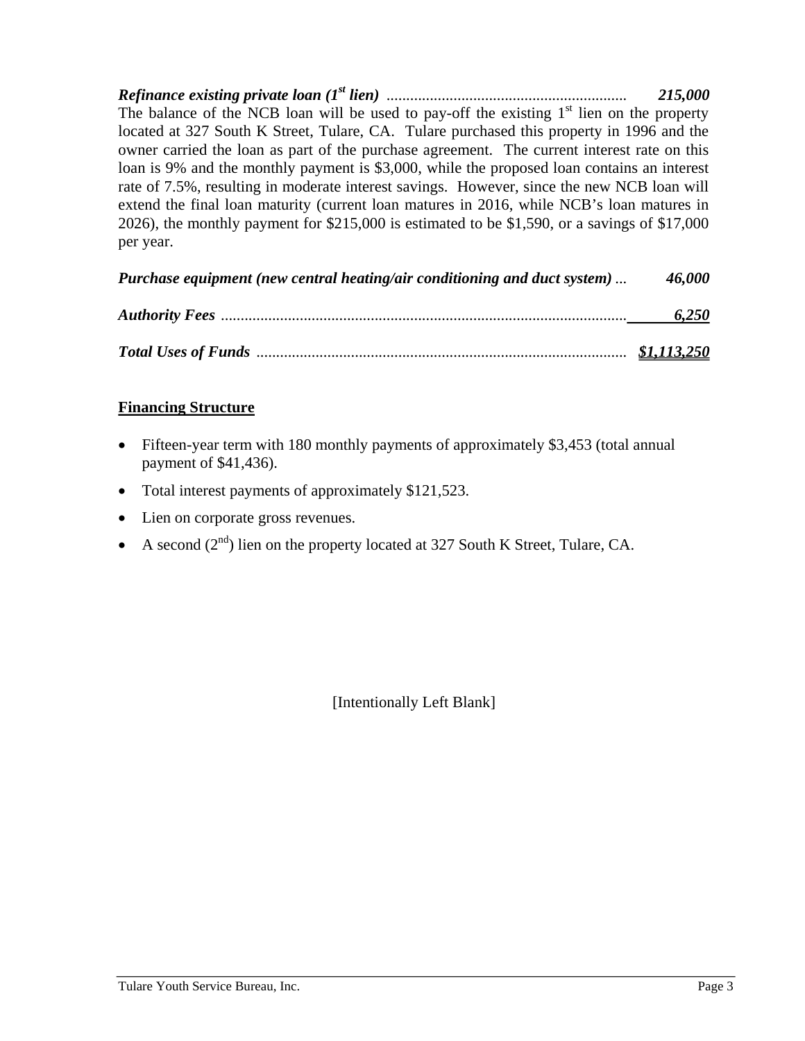***Refinance existing private loan (1st lien)*** ............................................................ ***215,000***

The balance of the NCB loan will be used to pay-off the existing 1st lien on the property located at 327 South K Street, Tulare, CA. Tulare purchased this property in 1996 and the owner carried the loan as part of the purchase agreement. The current interest rate on this loan is 9% and the monthly payment is $3,000, while the proposed loan contains an interest rate of 7.5%, resulting in moderate interest savings. However, since the new NCB loan will extend the final loan maturity (current loan matures in 2016, while NCB's loan matures in 2026), the monthly payment for $215,000 is estimated to be $1,590, or a savings of $17,000 per year.

***Purchase equipment (new central heating/air conditioning and duct system)*** ... ***46,000***

***Authority Fees*** ...................................................................................................... ***6,250***

***Total Uses of Funds*** ............................................................................................ ***$1,113,250***

## Financing Structure

- Fifteen-year term with 180 monthly payments of approximately $3,453 (total annual payment of $41,436).
- Total interest payments of approximately $121,523.
- Lien on corporate gross revenues.
- A second (2nd) lien on the property located at 327 South K Street, Tulare, CA.

[Intentionally Left Blank]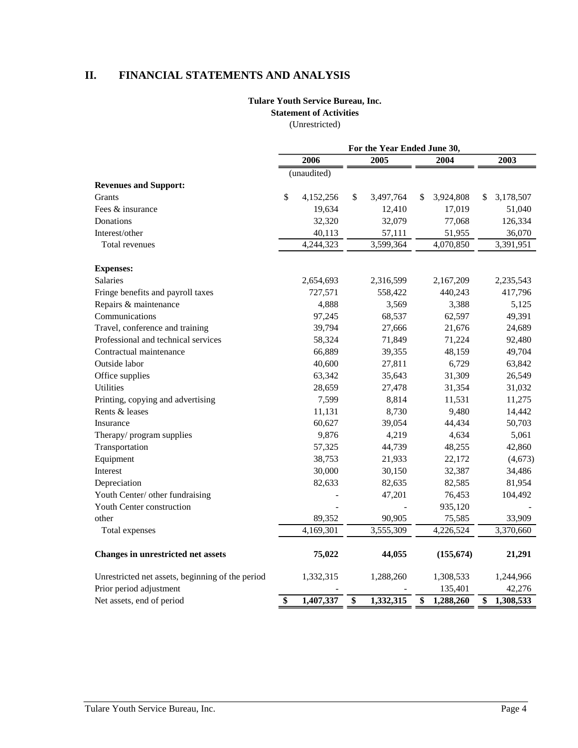## II. FINANCIAL STATEMENTS AND ANALYSIS

**Tulare Youth Service Bureau, Inc.**
**Statement of Activities**
(Unrestricted)

| | For the Year Ended June 30, | | | |
|---|---|---|---|---|
| | 2006 | 2005 | 2004 | 2003 |
| | (unaudited) | | | |
| **Revenues and Support:** | | | | |
| Grants | $ 4,152,256 | $ 3,497,764 | $ 3,924,808 | $ 3,178,507 |
| Fees & insurance | 19,634 | 12,410 | 17,019 | 51,040 |
| Donations | 32,320 | 32,079 | 77,068 | 126,334 |
| Interest/other | 40,113 | 57,111 | 51,955 | 36,070 |
| Total revenues | 4,244,323 | 3,599,364 | 4,070,850 | 3,391,951 |
| **Expenses:** | | | | |
| Salaries | 2,654,693 | 2,316,599 | 2,167,209 | 2,235,543 |
| Fringe benefits and payroll taxes | 727,571 | 558,422 | 440,243 | 417,796 |
| Repairs & maintenance | 4,888 | 3,569 | 3,388 | 5,125 |
| Communications | 97,245 | 68,537 | 62,597 | 49,391 |
| Travel, conference and training | 39,794 | 27,666 | 21,676 | 24,689 |
| Professional and technical services | 58,324 | 71,849 | 71,224 | 92,480 |
| Contractual maintenance | 66,889 | 39,355 | 48,159 | 49,704 |
| Outside labor | 40,600 | 27,811 | 6,729 | 63,842 |
| Office supplies | 63,342 | 35,643 | 31,309 | 26,549 |
| Utilities | 28,659 | 27,478 | 31,354 | 31,032 |
| Printing, copying and advertising | 7,599 | 8,814 | 11,531 | 11,275 |
| Rents & leases | 11,131 | 8,730 | 9,480 | 14,442 |
| Insurance | 60,627 | 39,054 | 44,434 | 50,703 |
| Therapy/ program supplies | 9,876 | 4,219 | 4,634 | 5,061 |
| Transportation | 57,325 | 44,739 | 48,255 | 42,860 |
| Equipment | 38,753 | 21,933 | 22,172 | (4,673) |
| Interest | 30,000 | 30,150 | 32,387 | 34,486 |
| Depreciation | 82,633 | 82,635 | 82,585 | 81,954 |
| Youth Center/ other fundraising | - | 47,201 | 76,453 | 104,492 |
| Youth Center construction | - | - | 935,120 | - |
| other | 89,352 | 90,905 | 75,585 | 33,909 |
| Total expenses | 4,169,301 | 3,555,309 | 4,226,524 | 3,370,660 |
| **Changes in unrestricted net assets** | **75,022** | **44,055** | **(155,674)** | **21,291** |
| Unrestricted net assets, beginning of the period | 1,332,315 | 1,288,260 | 1,308,533 | 1,244,966 |
| Prior period adjustment | - | - | 135,401 | 42,276 |
| Net assets, end of period | **$ 1,407,337** | **$ 1,332,315** | **$ 1,288,260** | **$ 1,308,533** |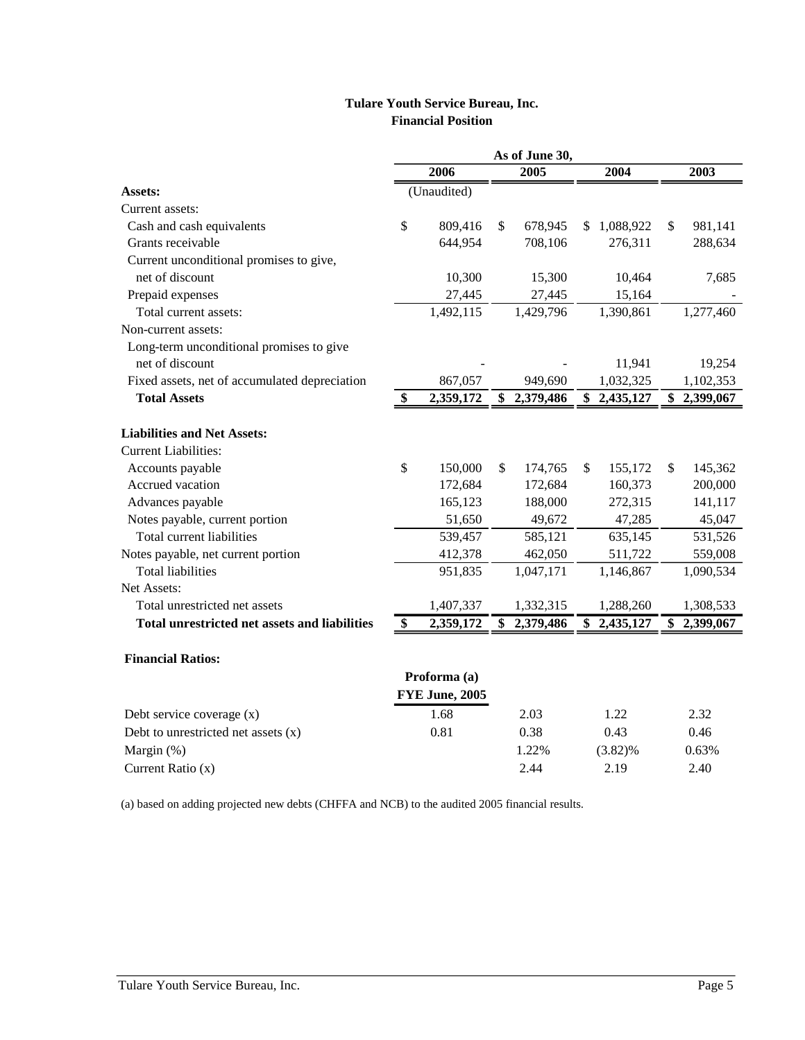# Tulare Youth Service Bureau, Inc.

## Financial Position

| | As of June 30, | | | |
|---|---|---|---|---|
| | 2006 | 2005 | 2004 | 2003 |
| **Assets:** | (Unaudited) | | | |
| Current assets: | | | | |
| Cash and cash equivalents | $ 809,416 | $ 678,945 | $ 1,088,922 | $ 981,141 |
| Grants receivable | 644,954 | 708,106 | 276,311 | 288,634 |
| Current unconditional promises to give, net of discount | 10,300 | 15,300 | 10,464 | 7,685 |
| Prepaid expenses | 27,445 | 27,445 | 15,164 | - |
| Total current assets: | 1,492,115 | 1,429,796 | 1,390,861 | 1,277,460 |
| Non-current assets: | | | | |
| Long-term unconditional promises to give net of discount | - | - | 11,941 | 19,254 |
| Fixed assets, net of accumulated depreciation | 867,057 | 949,690 | 1,032,325 | 1,102,353 |
| **Total Assets** | **$ 2,359,172** | **$ 2,379,486** | **$ 2,435,127** | **$ 2,399,067** |
| **Liabilities and Net Assets:** | | | | |
| Current Liabilities: | | | | |
| Accounts payable | $ 150,000 | $ 174,765 | $ 155,172 | $ 145,362 |
| Accrued vacation | 172,684 | 172,684 | 160,373 | 200,000 |
| Advances payable | 165,123 | 188,000 | 272,315 | 141,117 |
| Notes payable, current portion | 51,650 | 49,672 | 47,285 | 45,047 |
| Total current liabilities | 539,457 | 585,121 | 635,145 | 531,526 |
| Notes payable, net current portion | 412,378 | 462,050 | 511,722 | 559,008 |
| Total liabilities | 951,835 | 1,047,171 | 1,146,867 | 1,090,534 |
| Net Assets: | | | | |
| Total unrestricted net assets | 1,407,337 | 1,332,315 | 1,288,260 | 1,308,533 |
| **Total unrestricted net assets and liabilities** | **$ 2,359,172** | **$ 2,379,486** | **$ 2,435,127** | **$ 2,399,067** |

**Financial Ratios:**

| | Proforma (a) FYE June, 2005 | | | |
|---|---|---|---|---|
| Debt service coverage (x) | 1.68 | 2.03 | 1.22 | 2.32 |
| Debt to unrestricted net assets (x) | 0.81 | 0.38 | 0.43 | 0.46 |
| Margin (%) | | 1.22% | (3.82)% | 0.63% |
| Current Ratio (x) | | 2.44 | 2.19 | 2.40 |

(a) based on adding projected new debts (CHFFA and NCB) to the audited 2005 financial results.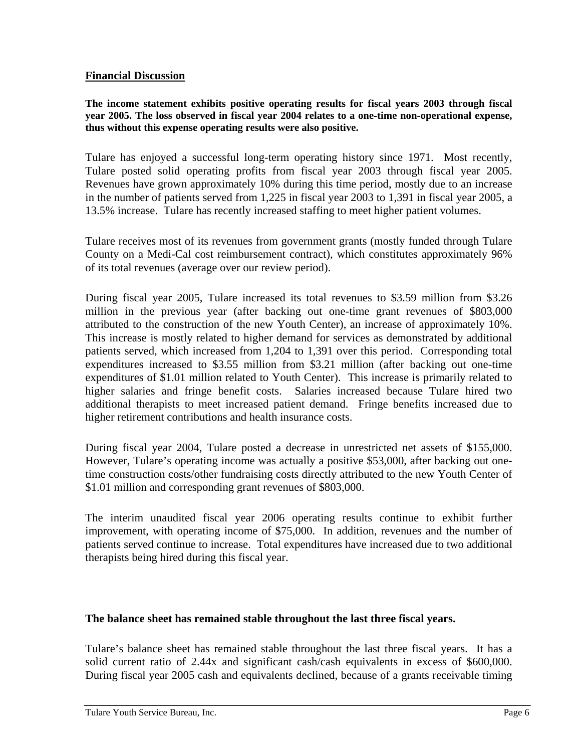## Financial Discussion

**The income statement exhibits positive operating results for fiscal years 2003 through fiscal year 2005. The loss observed in fiscal year 2004 relates to a one-time non-operational expense, thus without this expense operating results were also positive.**

Tulare has enjoyed a successful long-term operating history since 1971. Most recently, Tulare posted solid operating profits from fiscal year 2003 through fiscal year 2005. Revenues have grown approximately 10% during this time period, mostly due to an increase in the number of patients served from 1,225 in fiscal year 2003 to 1,391 in fiscal year 2005, a 13.5% increase. Tulare has recently increased staffing to meet higher patient volumes.

Tulare receives most of its revenues from government grants (mostly funded through Tulare County on a Medi-Cal cost reimbursement contract), which constitutes approximately 96% of its total revenues (average over our review period).

During fiscal year 2005, Tulare increased its total revenues to \$3.59 million from \$3.26 million in the previous year (after backing out one-time grant revenues of \$803,000 attributed to the construction of the new Youth Center), an increase of approximately 10%. This increase is mostly related to higher demand for services as demonstrated by additional patients served, which increased from 1,204 to 1,391 over this period. Corresponding total expenditures increased to \$3.55 million from \$3.21 million (after backing out one-time expenditures of \$1.01 million related to Youth Center). This increase is primarily related to higher salaries and fringe benefit costs. Salaries increased because Tulare hired two additional therapists to meet increased patient demand. Fringe benefits increased due to higher retirement contributions and health insurance costs.

During fiscal year 2004, Tulare posted a decrease in unrestricted net assets of \$155,000. However, Tulare's operating income was actually a positive \$53,000, after backing out one-time construction costs/other fundraising costs directly attributed to the new Youth Center of \$1.01 million and corresponding grant revenues of \$803,000.

The interim unaudited fiscal year 2006 operating results continue to exhibit further improvement, with operating income of \$75,000. In addition, revenues and the number of patients served continue to increase. Total expenditures have increased due to two additional therapists being hired during this fiscal year.

**The balance sheet has remained stable throughout the last three fiscal years.**

Tulare's balance sheet has remained stable throughout the last three fiscal years. It has a solid current ratio of 2.44x and significant cash/cash equivalents in excess of \$600,000. During fiscal year 2005 cash and equivalents declined, because of a grants receivable timing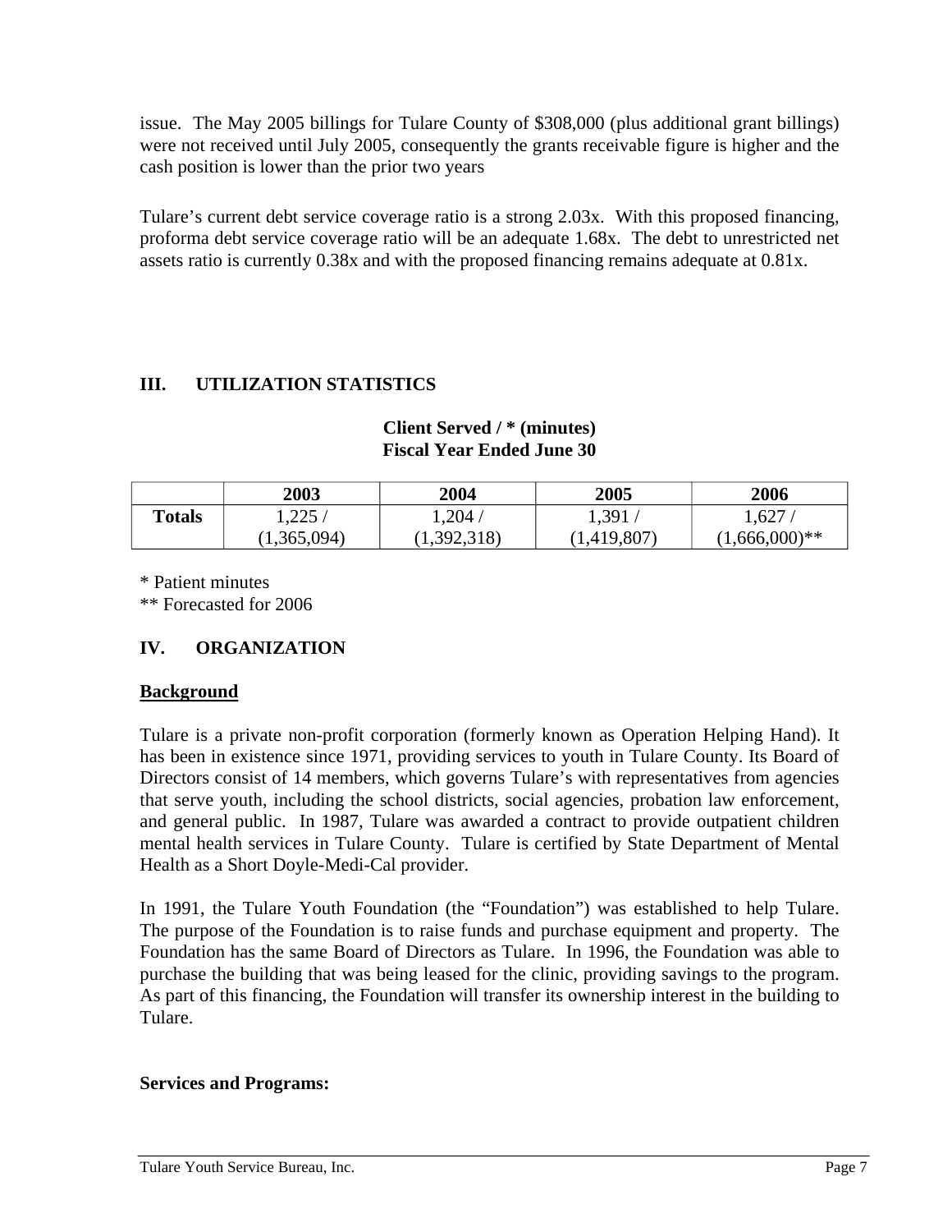issue. The May 2005 billings for Tulare County of $308,000 (plus additional grant billings) were not received until July 2005, consequently the grants receivable figure is higher and the cash position is lower than the prior two years

Tulare's current debt service coverage ratio is a strong 2.03x. With this proposed financing, proforma debt service coverage ratio will be an adequate 1.68x. The debt to unrestricted net assets ratio is currently 0.38x and with the proposed financing remains adequate at 0.81x.

## III. UTILIZATION STATISTICS

**Client Served / * (minutes)**
**Fiscal Year Ended June 30**

| | 2003 | 2004 | 2005 | 2006 |
|---|---|---|---|---|
| **Totals** | 1,225 / (1,365,094) | 1,204 / (1,392,318) | 1,391 / (1,419,807) | 1,627 / (1,666,000)** |

\* Patient minutes
** Forecasted for 2006

## IV. ORGANIZATION

**Background**

Tulare is a private non-profit corporation (formerly known as Operation Helping Hand). It has been in existence since 1971, providing services to youth in Tulare County. Its Board of Directors consist of 14 members, which governs Tulare's with representatives from agencies that serve youth, including the school districts, social agencies, probation law enforcement, and general public. In 1987, Tulare was awarded a contract to provide outpatient children mental health services in Tulare County. Tulare is certified by State Department of Mental Health as a Short Doyle-Medi-Cal provider.

In 1991, the Tulare Youth Foundation (the "Foundation") was established to help Tulare. The purpose of the Foundation is to raise funds and purchase equipment and property. The Foundation has the same Board of Directors as Tulare. In 1996, the Foundation was able to purchase the building that was being leased for the clinic, providing savings to the program. As part of this financing, the Foundation will transfer its ownership interest in the building to Tulare.

**Services and Programs:**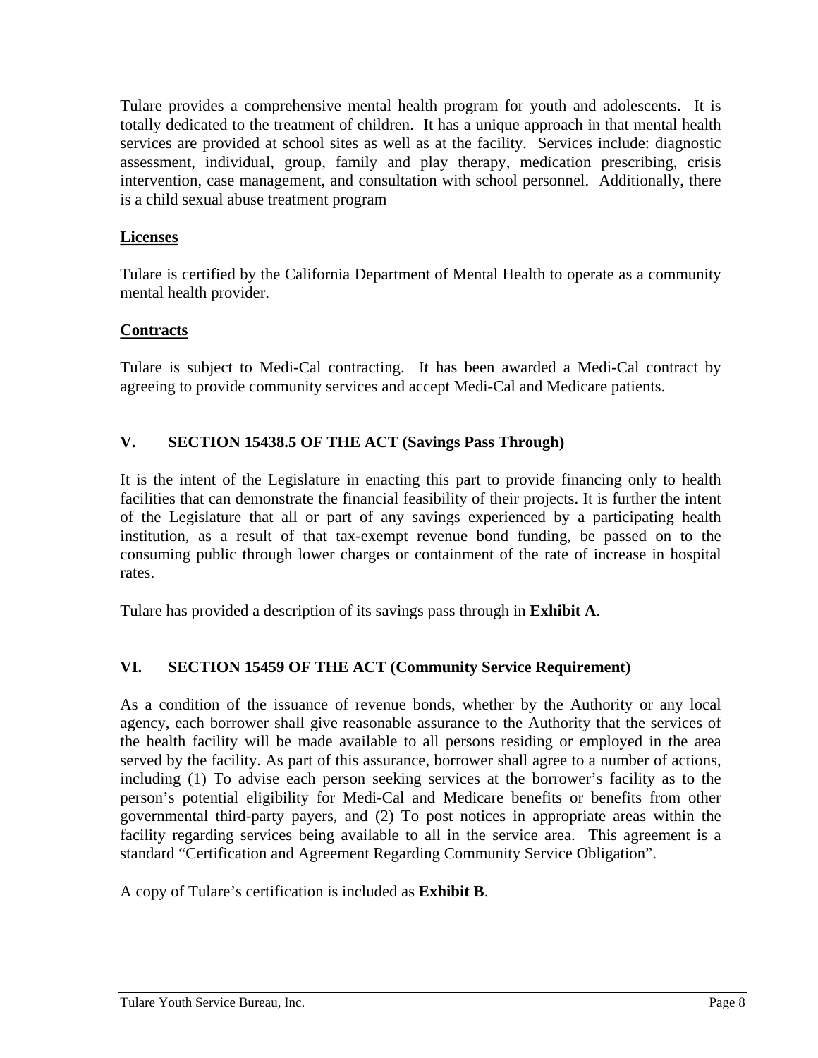Tulare provides a comprehensive mental health program for youth and adolescents. It is totally dedicated to the treatment of children. It has a unique approach in that mental health services are provided at school sites as well as at the facility. Services include: diagnostic assessment, individual, group, family and play therapy, medication prescribing, crisis intervention, case management, and consultation with school personnel. Additionally, there is a child sexual abuse treatment program

**Licenses**

Tulare is certified by the California Department of Mental Health to operate as a community mental health provider.

**Contracts**

Tulare is subject to Medi-Cal contracting. It has been awarded a Medi-Cal contract by agreeing to provide community services and accept Medi-Cal and Medicare patients.

## V. SECTION 15438.5 OF THE ACT (Savings Pass Through)

It is the intent of the Legislature in enacting this part to provide financing only to health facilities that can demonstrate the financial feasibility of their projects. It is further the intent of the Legislature that all or part of any savings experienced by a participating health institution, as a result of that tax-exempt revenue bond funding, be passed on to the consuming public through lower charges or containment of the rate of increase in hospital rates.

Tulare has provided a description of its savings pass through in **Exhibit A**.

## VI. SECTION 15459 OF THE ACT (Community Service Requirement)

As a condition of the issuance of revenue bonds, whether by the Authority or any local agency, each borrower shall give reasonable assurance to the Authority that the services of the health facility will be made available to all persons residing or employed in the area served by the facility. As part of this assurance, borrower shall agree to a number of actions, including (1) To advise each person seeking services at the borrower's facility as to the person's potential eligibility for Medi-Cal and Medicare benefits or benefits from other governmental third-party payers, and (2) To post notices in appropriate areas within the facility regarding services being available to all in the service area. This agreement is a standard "Certification and Agreement Regarding Community Service Obligation".

A copy of Tulare's certification is included as **Exhibit B**.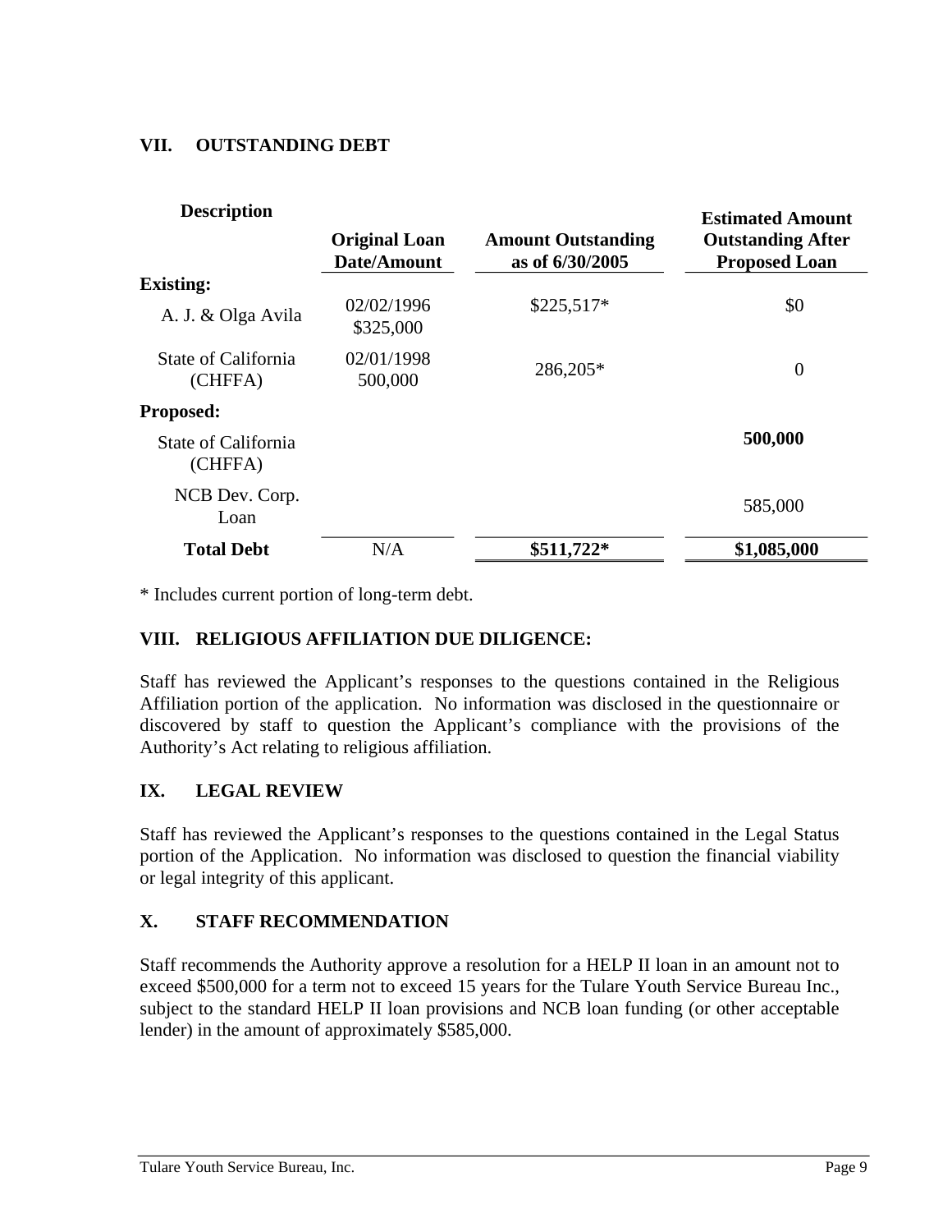## VII. OUTSTANDING DEBT

| Description | Original Loan Date/Amount | Amount Outstanding as of 6/30/2005 | Estimated Amount Outstanding After Proposed Loan |
|---|---|---|---|
| **Existing:** | | | |
| A. J. & Olga Avila | 02/02/1996 $325,000 | $225,517* | $0 |
| State of California (CHFFA) | 02/01/1998 500,000 | 286,205* | 0 |
| **Proposed:** | | | |
| State of California (CHFFA) | | | **500,000** |
| NCB Dev. Corp. Loan | | | 585,000 |
| **Total Debt** | N/A | **$511,722*** | **$1,085,000** |

* Includes current portion of long-term debt.

## VIII. RELIGIOUS AFFILIATION DUE DILIGENCE:

Staff has reviewed the Applicant's responses to the questions contained in the Religious Affiliation portion of the application. No information was disclosed in the questionnaire or discovered by staff to question the Applicant's compliance with the provisions of the Authority's Act relating to religious affiliation.

## IX. LEGAL REVIEW

Staff has reviewed the Applicant's responses to the questions contained in the Legal Status portion of the Application. No information was disclosed to question the financial viability or legal integrity of this applicant.

## X. STAFF RECOMMENDATION

Staff recommends the Authority approve a resolution for a HELP II loan in an amount not to exceed $500,000 for a term not to exceed 15 years for the Tulare Youth Service Bureau Inc., subject to the standard HELP II loan provisions and NCB loan funding (or other acceptable lender) in the amount of approximately $585,000.